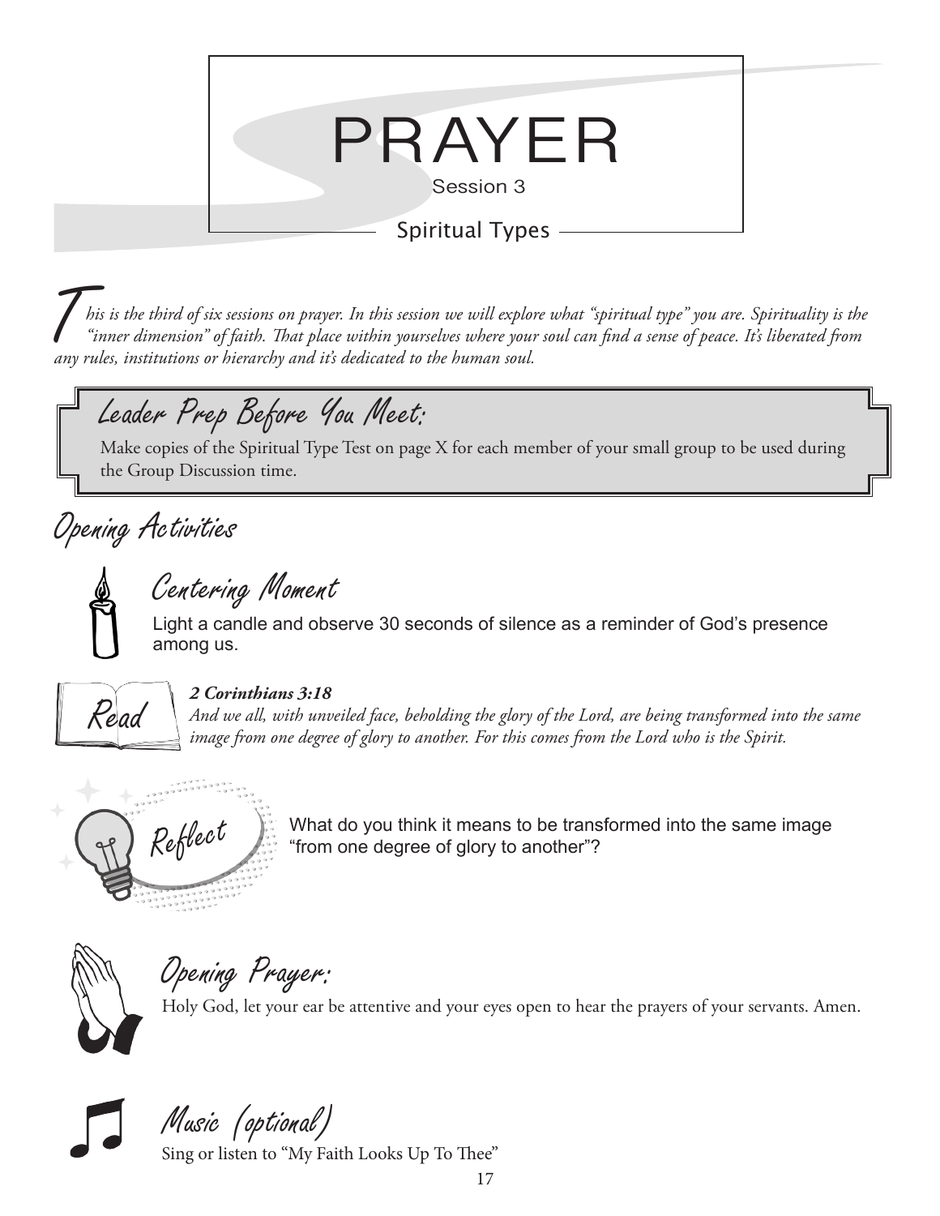# PRAYER

Session 3

## Spiritual Types

*This is the third of six sessions on prayer. In this session we will explore what "spiritual type" you are. Spirituality is the "inner dimension" of faith. That place within yourselves where your soul can find a sense of peace. It's liberated from any rules, institutions or hierarchy and it's dedicated to the human soul.*

### Leader Prep Before You Meet:

Make copies of the Spiritual Type Test on page X for each member of your small group to be used during the Group Discussion time.

## Opening Activities

### Centering Moment

Light a candle and observe 30 seconds of silence as a reminder of God's presence among us.

### Read

***2 Corinthians 3:18***

*And we all, with unveiled face, beholding the glory of the Lord, are being transformed into the same image from one degree of glory to another. For this comes from the Lord who is the Spirit.*

### Reflect

What do you think it means to be transformed into the same image "from one degree of glory to another"?

### Opening Prayer:

Holy God, let your ear be attentive and your eyes open to hear the prayers of your servants. Amen.

### Music (optional)

Sing or listen to "My Faith Looks Up To Thee"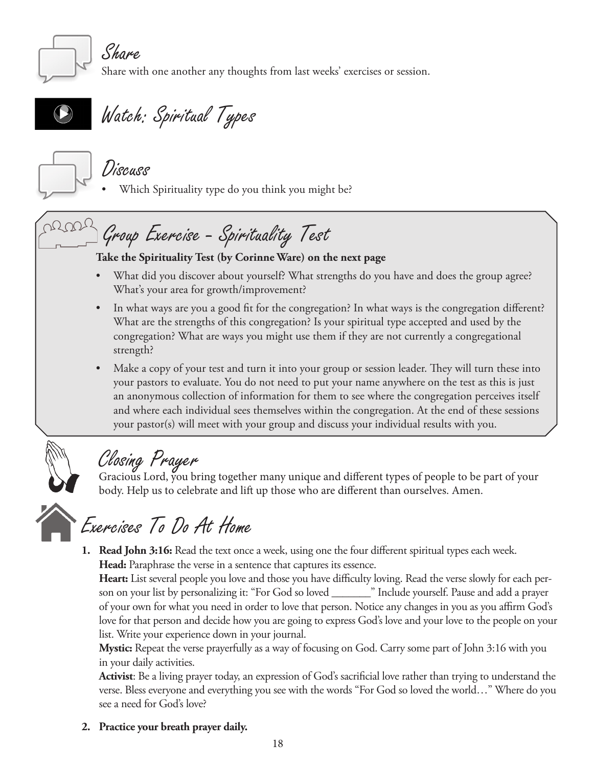## Share

Share with one another any thoughts from last weeks' exercises or session.

## Watch: Spiritual Types

## Discuss

- Which Spirituality type do you think you might be?

## Group Exercise - Spirituality Test

**Take the Spirituality Test (by Corinne Ware) on the next page**

- What did you discover about yourself? What strengths do you have and does the group agree? What's your area for growth/improvement?
- In what ways are you a good fit for the congregation? In what ways is the congregation different? What are the strengths of this congregation? Is your spiritual type accepted and used by the congregation? What are ways you might use them if they are not currently a congregational strength?
- Make a copy of your test and turn it into your group or session leader. They will turn these into your pastors to evaluate. You do not need to put your name anywhere on the test as this is just an anonymous collection of information for them to see where the congregation perceives itself and where each individual sees themselves within the congregation. At the end of these sessions your pastor(s) will meet with your group and discuss your individual results with you.

## Closing Prayer

Gracious Lord, you bring together many unique and different types of people to be part of your body. Help us to celebrate and lift up those who are different than ourselves. Amen.

## Exercises To Do At Home

1. **Read John 3:16:** Read the text once a week, using one the four different spiritual types each week.
   **Head:** Paraphrase the verse in a sentence that captures its essence.
   **Heart:** List several people you love and those you have difficulty loving. Read the verse slowly for each person on your list by personalizing it: "For God so loved _______" Include yourself. Pause and add a prayer of your own for what you need in order to love that person. Notice any changes in you as you affirm God's love for that person and decide how you are going to express God's love and your love to the people on your list. Write your experience down in your journal.
   **Mystic:** Repeat the verse prayerfully as a way of focusing on God. Carry some part of John 3:16 with you in your daily activities.
   **Activist**: Be a living prayer today, an expression of God's sacrificial love rather than trying to understand the verse. Bless everyone and everything you see with the words "For God so loved the world…" Where do you see a need for God's love?

2. **Practice your breath prayer daily.**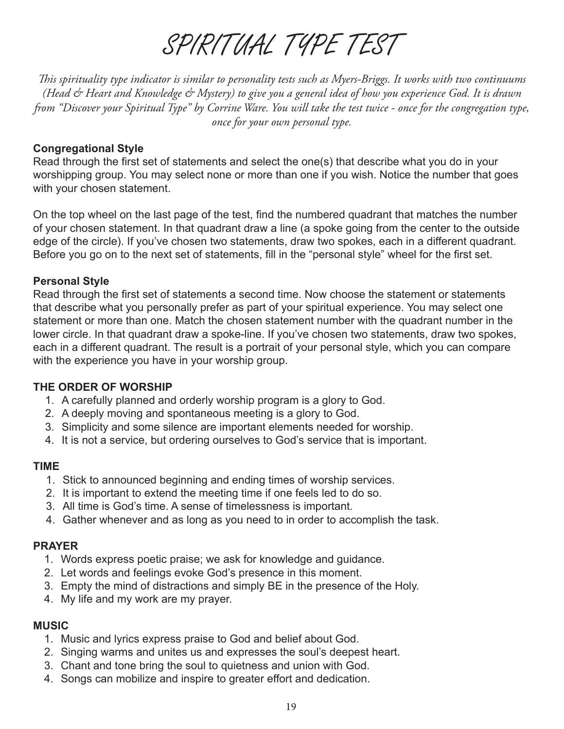# SPIRITUAL TYPE TEST

*This spirituality type indicator is similar to personality tests such as Myers-Briggs. It works with two continuums (Head & Heart and Knowledge & Mystery) to give you a general idea of how you experience God. It is drawn from "Discover your Spiritual Type" by Corrine Ware. You will take the test twice - once for the congregation type, once for your own personal type.*

**Congregational Style**

Read through the first set of statements and select the one(s) that describe what you do in your worshipping group. You may select none or more than one if you wish. Notice the number that goes with your chosen statement.

On the top wheel on the last page of the test, find the numbered quadrant that matches the number of your chosen statement. In that quadrant draw a line (a spoke going from the center to the outside edge of the circle). If you've chosen two statements, draw two spokes, each in a different quadrant. Before you go on to the next set of statements, fill in the "personal style" wheel for the first set.

**Personal Style**

Read through the first set of statements a second time. Now choose the statement or statements that describe what you personally prefer as part of your spiritual experience. You may select one statement or more than one. Match the chosen statement number with the quadrant number in the lower circle. In that quadrant draw a spoke-line. If you've chosen two statements, draw two spokes, each in a different quadrant. The result is a portrait of your personal style, which you can compare with the experience you have in your worship group.

**THE ORDER OF WORSHIP**

1. A carefully planned and orderly worship program is a glory to God.
2. A deeply moving and spontaneous meeting is a glory to God.
3. Simplicity and some silence are important elements needed for worship.
4. It is not a service, but ordering ourselves to God's service that is important.

**TIME**

1. Stick to announced beginning and ending times of worship services.
2. It is important to extend the meeting time if one feels led to do so.
3. All time is God's time. A sense of timelessness is important.
4. Gather whenever and as long as you need to in order to accomplish the task.

**PRAYER**

1. Words express poetic praise; we ask for knowledge and guidance.
2. Let words and feelings evoke God's presence in this moment.
3. Empty the mind of distractions and simply BE in the presence of the Holy.
4. My life and my work are my prayer.

**MUSIC**

1. Music and lyrics express praise to God and belief about God.
2. Singing warms and unites us and expresses the soul's deepest heart.
3. Chant and tone bring the soul to quietness and union with God.
4. Songs can mobilize and inspire to greater effort and dedication.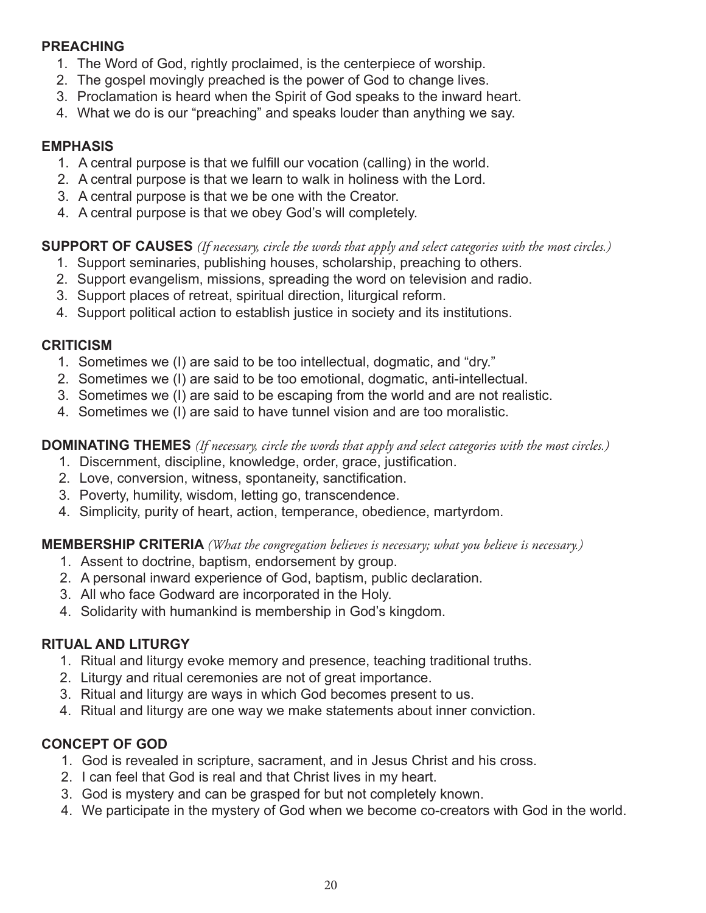**PREACHING**

1. The Word of God, rightly proclaimed, is the centerpiece of worship.
2. The gospel movingly preached is the power of God to change lives.
3. Proclamation is heard when the Spirit of God speaks to the inward heart.
4. What we do is our "preaching" and speaks louder than anything we say.

**EMPHASIS**

1. A central purpose is that we fulfill our vocation (calling) in the world.
2. A central purpose is that we learn to walk in holiness with the Lord.
3. A central purpose is that we be one with the Creator.
4. A central purpose is that we obey God's will completely.

**SUPPORT OF CAUSES** *(If necessary, circle the words that apply and select categories with the most circles.)*

1. Support seminaries, publishing houses, scholarship, preaching to others.
2. Support evangelism, missions, spreading the word on television and radio.
3. Support places of retreat, spiritual direction, liturgical reform.
4. Support political action to establish justice in society and its institutions.

**CRITICISM**

1. Sometimes we (I) are said to be too intellectual, dogmatic, and "dry."
2. Sometimes we (I) are said to be too emotional, dogmatic, anti-intellectual.
3. Sometimes we (I) are said to be escaping from the world and are not realistic.
4. Sometimes we (I) are said to have tunnel vision and are too moralistic.

**DOMINATING THEMES** *(If necessary, circle the words that apply and select categories with the most circles.)*

1. Discernment, discipline, knowledge, order, grace, justification.
2. Love, conversion, witness, spontaneity, sanctification.
3. Poverty, humility, wisdom, letting go, transcendence.
4. Simplicity, purity of heart, action, temperance, obedience, martyrdom.

**MEMBERSHIP CRITERIA** *(What the congregation believes is necessary; what you believe is necessary.)*

1. Assent to doctrine, baptism, endorsement by group.
2. A personal inward experience of God, baptism, public declaration.
3. All who face Godward are incorporated in the Holy.
4. Solidarity with humankind is membership in God's kingdom.

**RITUAL AND LITURGY**

1. Ritual and liturgy evoke memory and presence, teaching traditional truths.
2. Liturgy and ritual ceremonies are not of great importance.
3. Ritual and liturgy are ways in which God becomes present to us.
4. Ritual and liturgy are one way we make statements about inner conviction.

**CONCEPT OF GOD**

1. God is revealed in scripture, sacrament, and in Jesus Christ and his cross.
2. I can feel that God is real and that Christ lives in my heart.
3. God is mystery and can be grasped for but not completely known.
4. We participate in the mystery of God when we become co-creators with God in the world.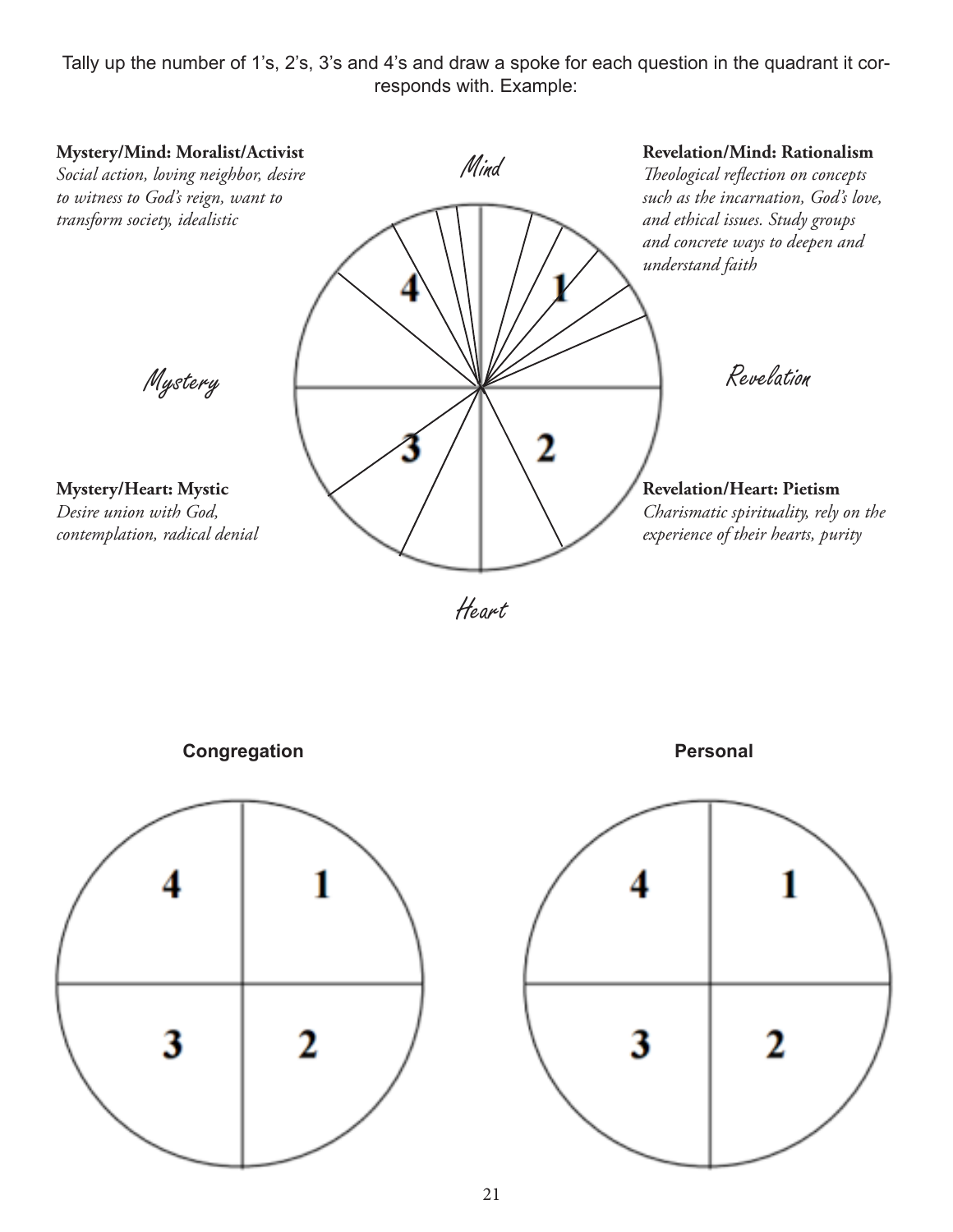Tally up the number of 1's, 2's, 3's and 4's and draw a spoke for each question in the quadrant it corresponds with. Example:

**Mystery/Mind: Moralist/Activist**
*Social action, loving neighbor, desire to witness to God's reign, want to transform society, idealistic*

**Revelation/Mind: Rationalism**
*Theological reflection on concepts such as the incarnation, God's love, and ethical issues. Study groups and concrete ways to deepen and understand faith*

Mind

Mystery

Revelation

Heart

4

1

3

2

**Mystery/Heart: Mystic**
*Desire union with God, contemplation, radical denial*

**Revelation/Heart: Pietism**
*Charismatic spirituality, rely on the experience of their hearts, purity*

**Congregation**

4

1

3

2

**Personal**

4

1

3

2